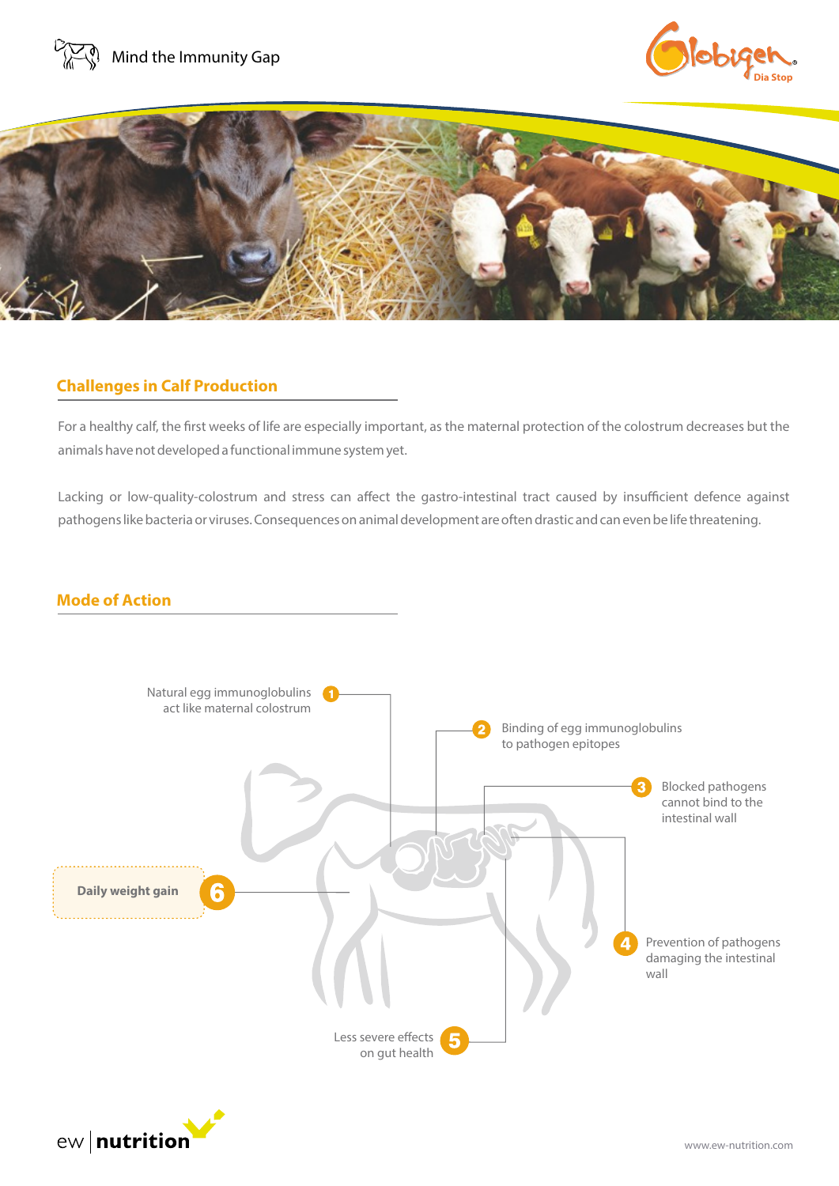Mind the Immunity Gap

Globigen Dia Stop

## Challenges in Calf Production

For a healthy calf, the first weeks of life are especially important, as the maternal protection of the colostrum decreases but the animals have not developed a functional immune system yet.

Lacking or low-quality-colostrum and stress can affect the gastro-intestinal tract caused by insufficient defence against pathogens like bacteria or viruses. Consequences on animal development are often drastic and can even be life threatening.

## Mode of Action

1. Natural egg immunoglobulins act like maternal colostrum
2. Binding of egg immunoglobulins to pathogen epitopes
3. Blocked pathogens cannot bind to the intestinal wall
4. Prevention of pathogens damaging the intestinal wall
5. Less severe effects on gut health
6. **Daily weight gain**

ew nutrition

www.ew-nutrition.com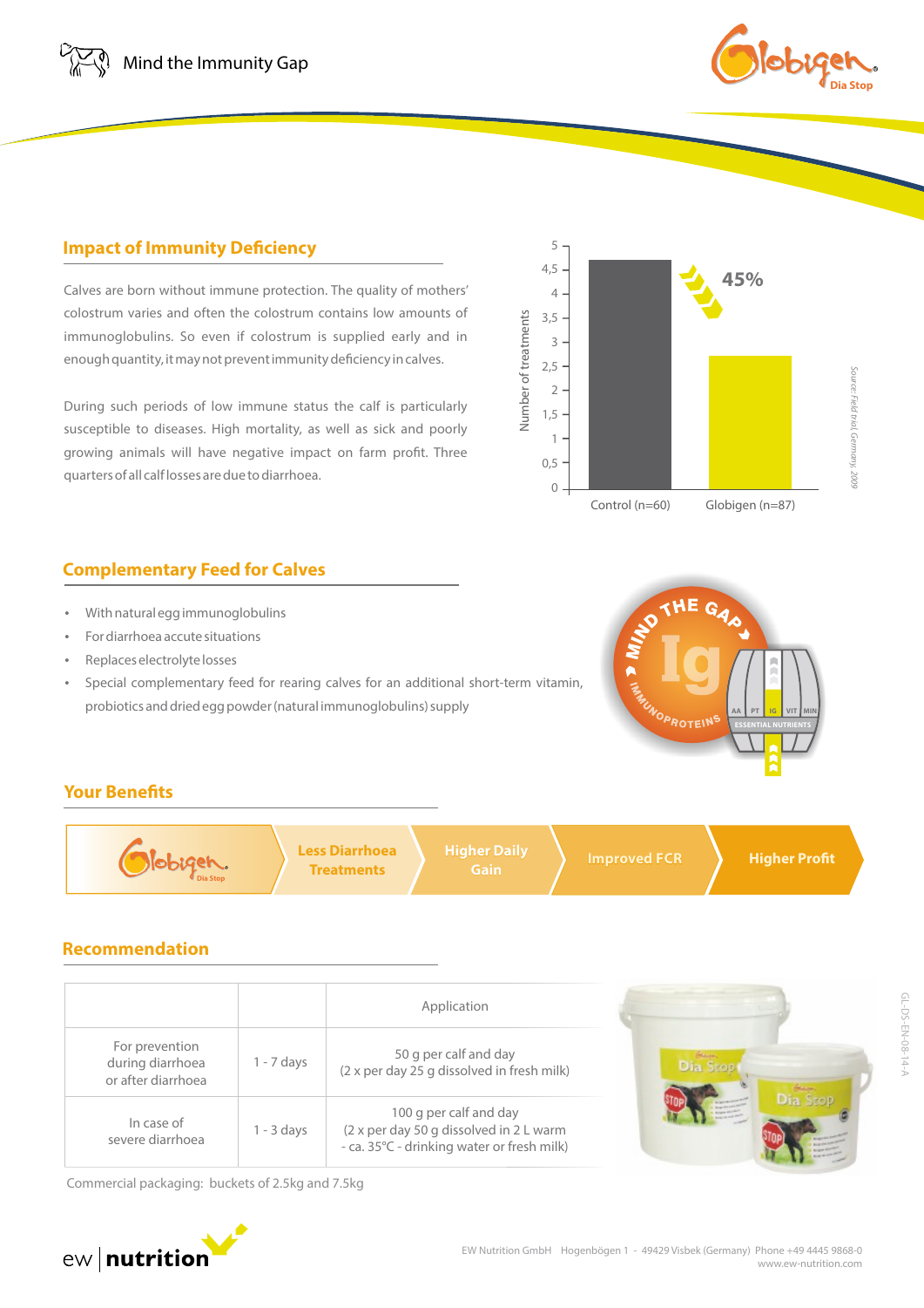Mind the Immunity Gap

## Impact of Immunity Deficiency

Calves are born without immune protection. The quality of mothers' colostrum varies and often the colostrum contains low amounts of immunoglobulins. So even if colostrum is supplied early and in enough quantity, it may not prevent immunity deficiency in calves.

During such periods of low immune status the calf is particularly susceptible to diseases. High mortality, as well as sick and poorly growing animals will have negative impact on farm profit. Three quarters of all calf losses are due to diarrhoea.

Number of treatments

5
4,5
4
3,5
3
2,5
2
1,5
1
0,5
0

45%

Control (n=60)
Globigen (n=87)

Source: Field trial, Germany, 2009

## Complementary Feed for Calves

- With natural egg immunoglobulins
- For diarrhoea accute situations
- Replaces electrolyte losses
- Special complementary feed for rearing calves for an additional short-term vitamin, probiotics and dried egg powder (natural immunoglobulins) supply

MIND THE GAP
Ig
IMMUNOPROTEINS
AA PT IG VIT MIN
ESSENTIAL NUTRIENTS

## Your Benefits

Globigen Dia Stop → Less Diarrhoea Treatments → Higher Daily Gain → Improved FCR → Higher Profit

## Recommendation

| | | Application |
|---|---|---|
| For prevention during diarrhoea or after diarrhoea | 1 - 7 days | 50 g per calf and day (2 x per day 25 g dissolved in fresh milk) |
| In case of severe diarrhoea | 1 - 3 days | 100 g per calf and day (2 x per day 50 g dissolved in 2 L warm - ca. 35°C - drinking water or fresh milk) |

Commercial packaging: buckets of 2.5kg and 7.5kg

GL-DS-EN-08-14-A

ew nutrition

EW Nutrition GmbH Hogenbögen 1 - 49429 Visbek (Germany) Phone +49 4445 9868-0
www.ew-nutrition.com